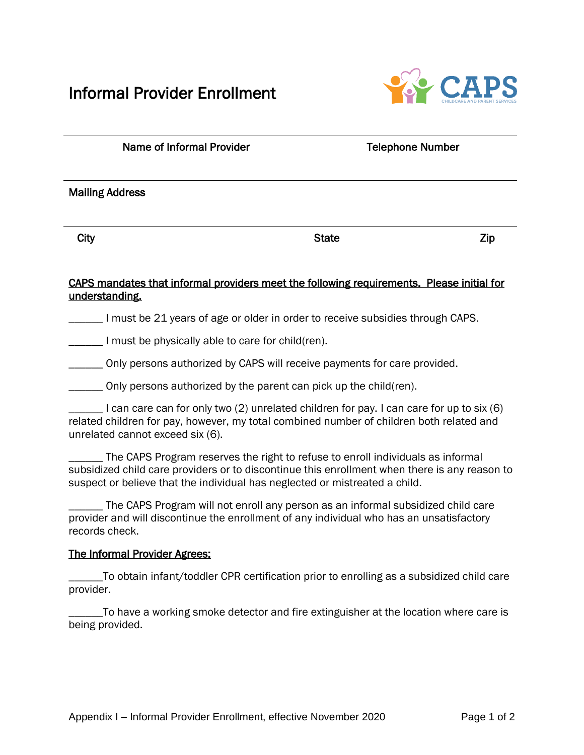# Informal Provider Enrollment

CAPS
CHILDCARE AND PARENT SERVICES

| Name of Informal Provider | Telephone Number |
|---|---|
| | |

Mailing Address

| City | State | Zip |
|---|---|---|
| | | |

**<u>CAPS mandates that informal providers meet the following requirements. Please initial for understanding.</u>**

______ I must be 21 years of age or older in order to receive subsidies through CAPS.

______ I must be physically able to care for child(ren).

______ Only persons authorized by CAPS will receive payments for care provided.

______ Only persons authorized by the parent can pick up the child(ren).

______ I can care can for only two (2) unrelated children for pay. I can care for up to six (6) related children for pay, however, my total combined number of children both related and unrelated cannot exceed six (6).

______ The CAPS Program reserves the right to refuse to enroll individuals as informal subsidized child care providers or to discontinue this enrollment when there is any reason to suspect or believe that the individual has neglected or mistreated a child.

______ The CAPS Program will not enroll any person as an informal subsidized child care provider and will discontinue the enrollment of any individual who has an unsatisfactory records check.

**<u>The Informal Provider Agrees:</u>**

______To obtain infant/toddler CPR certification prior to enrolling as a subsidized child care provider.

______To have a working smoke detector and fire extinguisher at the location where care is being provided.

Appendix I – Informal Provider Enrollment, effective November 2020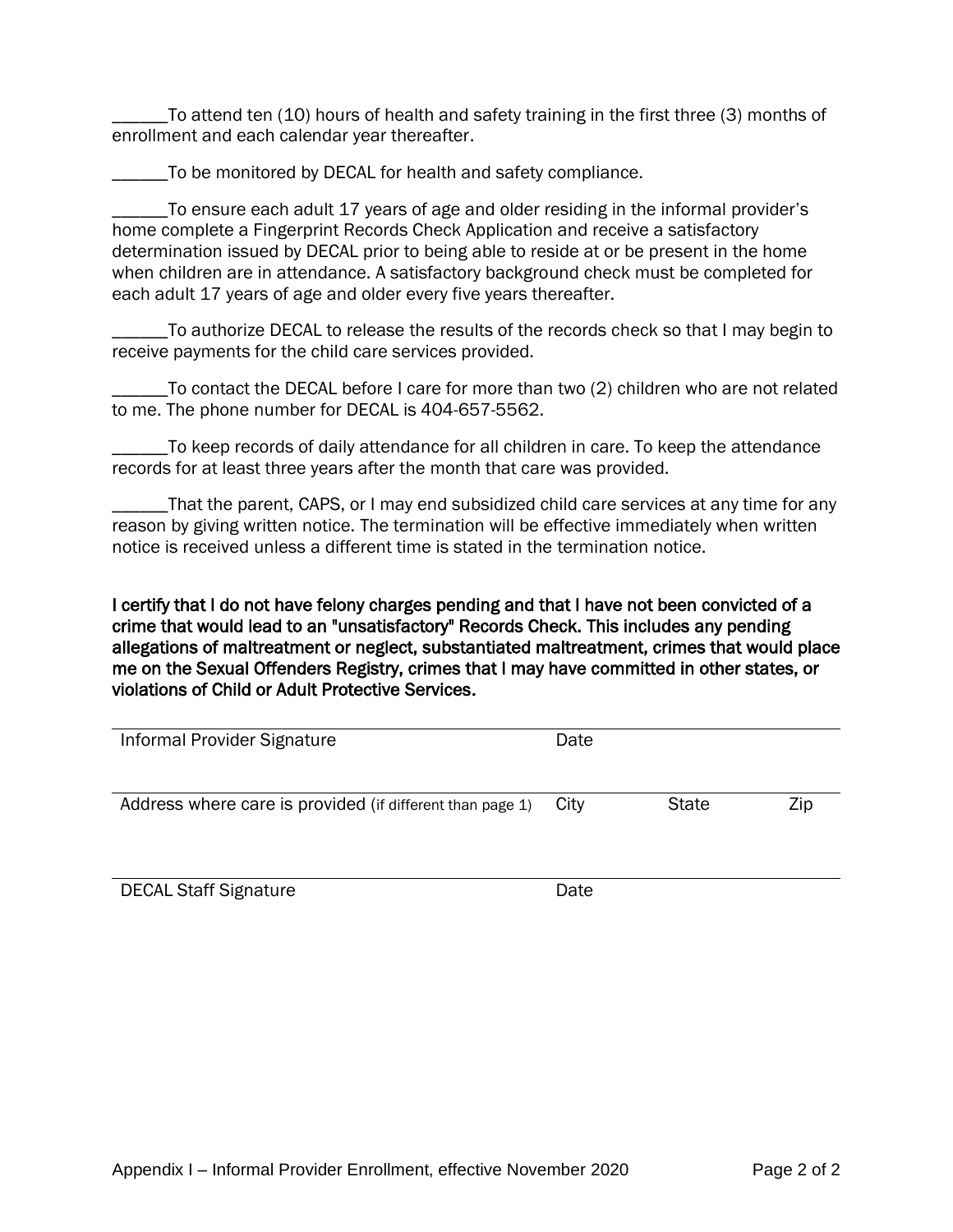______To attend ten (10) hours of health and safety training in the first three (3) months of enrollment and each calendar year thereafter.

______To be monitored by DECAL for health and safety compliance.

______To ensure each adult 17 years of age and older residing in the informal provider's home complete a Fingerprint Records Check Application and receive a satisfactory determination issued by DECAL prior to being able to reside at or be present in the home when children are in attendance. A satisfactory background check must be completed for each adult 17 years of age and older every five years thereafter.

______To authorize DECAL to release the results of the records check so that I may begin to receive payments for the child care services provided.

______To contact the DECAL before I care for more than two (2) children who are not related to me. The phone number for DECAL is 404-657-5562.

______To keep records of daily attendance for all children in care. To keep the attendance records for at least three years after the month that care was provided.

______That the parent, CAPS, or I may end subsidized child care services at any time for any reason by giving written notice. The termination will be effective immediately when written notice is received unless a different time is stated in the termination notice.

**I certify that I do not have felony charges pending and that I have not been convicted of a crime that would lead to an "unsatisfactory" Records Check. This includes any pending allegations of maltreatment or neglect, substantiated maltreatment, crimes that would place me on the Sexual Offenders Registry, crimes that I may have committed in other states, or violations of Child or Adult Protective Services.**

_______________________________________________

Informal Provider Signature Date

_______________________________________________

Address where care is provided (if different than page 1) City State Zip

_______________________________________________

DECAL Staff Signature Date

Appendix I – Informal Provider Enrollment, effective November 2020